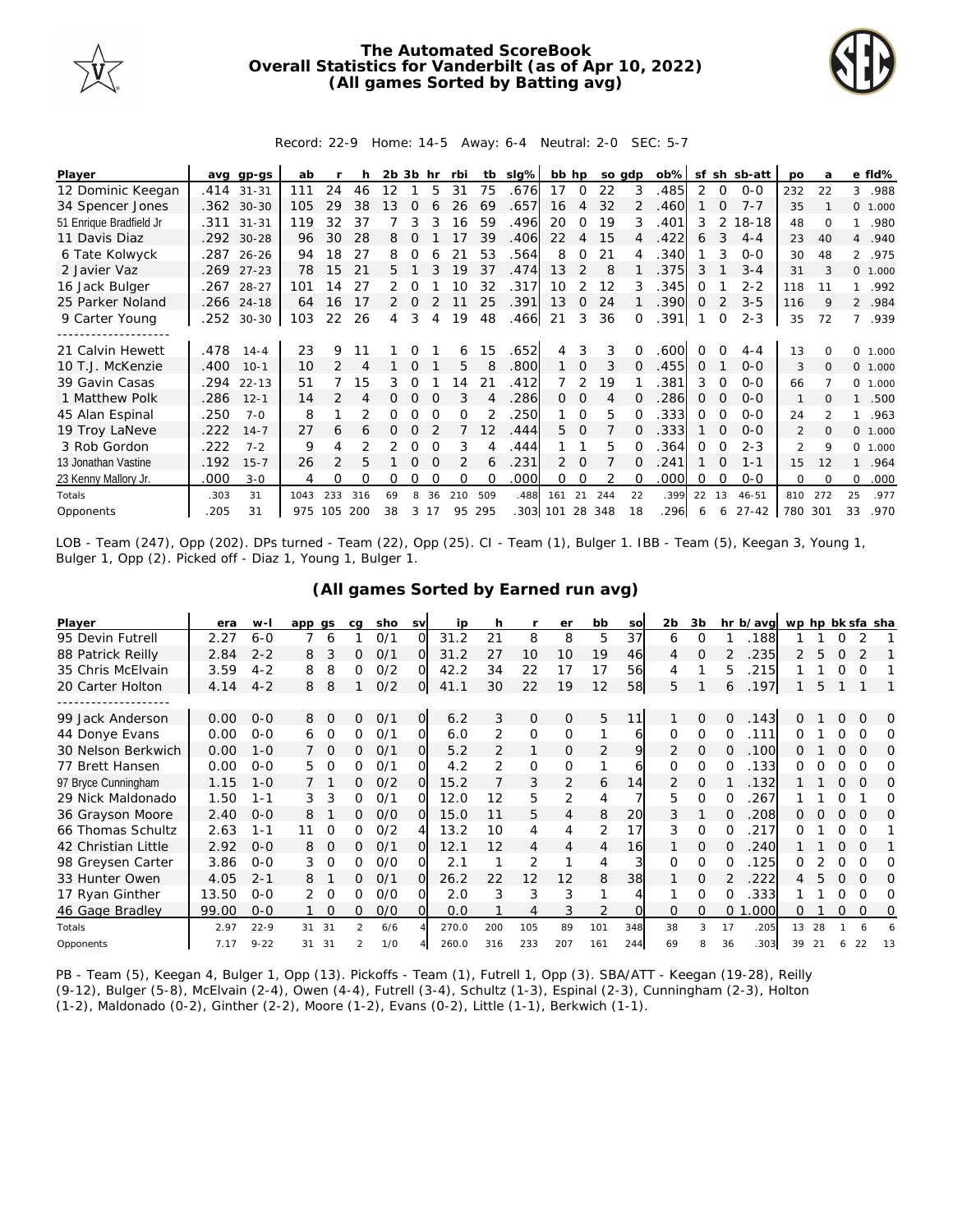# The Automated ScoreBook
## Overall Statistics for Vanderbilt (as of Apr 10, 2022)
## (All games Sorted by Batting avg)

Record: 22-9 Home: 14-5 Away: 6-4 Neutral: 2-0 SEC: 5-7

| Player | avg | gp-gs | ab | r | h | 2b | 3b | hr | rbi | tb | slg% | bb | hp | so | gdp | ob% | sf | sh | sb-att | po | a | e | fld% |
|---|---|---|---|---|---|---|---|---|---|---|---|---|---|---|---|---|---|---|---|---|---|---|---|
| 12 Dominic Keegan | .414 | 31-31 | 111 | 24 | 46 | 12 | 1 | 5 | 31 | 75 | .676 | 17 | 0 | 22 | 3 | .485 | 2 | 0 | 0-0 | 232 | 22 | 3 | .988 |
| 34 Spencer Jones | .362 | 30-30 | 105 | 29 | 38 | 13 | 0 | 6 | 26 | 69 | .657 | 16 | 4 | 32 | 2 | .460 | 1 | 0 | 7-7 | 35 | 1 | 0 | 1.000 |
| 51 Enrique Bradfield Jr | .311 | 31-31 | 119 | 32 | 37 | 7 | 3 | 3 | 16 | 59 | .496 | 20 | 0 | 19 | 3 | .401 | 3 | 2 | 18-18 | 48 | 0 | 1 | .980 |
| 11 Davis Diaz | .292 | 30-28 | 96 | 30 | 28 | 8 | 0 | 1 | 17 | 39 | .406 | 22 | 4 | 15 | 4 | .422 | 6 | 3 | 4-4 | 23 | 40 | 4 | .940 |
| 6 Tate Kolwyck | .287 | 26-26 | 94 | 18 | 27 | 8 | 0 | 6 | 21 | 53 | .564 | 8 | 0 | 21 | 4 | .340 | 1 | 3 | 0-0 | 30 | 48 | 2 | .975 |
| 2 Javier Vaz | .269 | 27-23 | 78 | 15 | 21 | 5 | 1 | 3 | 19 | 37 | .474 | 13 | 2 | 8 | 1 | .375 | 3 | 1 | 3-4 | 31 | 3 | 0 | 1.000 |
| 16 Jack Bulger | .267 | 28-27 | 101 | 14 | 27 | 2 | 0 | 1 | 10 | 32 | .317 | 10 | 2 | 12 | 3 | .345 | 0 | 1 | 2-2 | 118 | 11 | 1 | .992 |
| 25 Parker Noland | .266 | 24-18 | 64 | 16 | 17 | 2 | 0 | 2 | 11 | 25 | .391 | 13 | 0 | 24 | 1 | .390 | 0 | 2 | 3-5 | 116 | 9 | 2 | .984 |
| 9 Carter Young | .252 | 30-30 | 103 | 22 | 26 | 4 | 3 | 4 | 19 | 48 | .466 | 21 | 3 | 36 | 0 | .391 | 1 | 0 | 2-3 | 35 | 72 | 7 | .939 |
| 21 Calvin Hewett | .478 | 14-4 | 23 | 9 | 11 | 1 | 0 | 1 | 6 | 15 | .652 | 4 | 3 | 3 | 0 | .600 | 0 | 0 | 4-4 | 13 | 0 | 0 | 1.000 |
| 10 T.J. McKenzie | .400 | 10-1 | 10 | 2 | 4 | 1 | 0 | 1 | 5 | 8 | .800 | 1 | 0 | 3 | 0 | .455 | 0 | 1 | 0-0 | 3 | 0 | 0 | 1.000 |
| 39 Gavin Casas | .294 | 22-13 | 51 | 7 | 15 | 3 | 0 | 1 | 14 | 21 | .412 | 7 | 2 | 19 | 1 | .381 | 3 | 0 | 0-0 | 66 | 7 | 0 | 1.000 |
| 1 Matthew Polk | .286 | 12-1 | 14 | 2 | 4 | 0 | 0 | 0 | 3 | 4 | .286 | 0 | 0 | 4 | 0 | .286 | 0 | 0 | 0-0 | 1 | 0 | 1 | .500 |
| 45 Alan Espinal | .250 | 7-0 | 8 | 1 | 2 | 0 | 0 | 0 | 0 | 2 | .250 | 1 | 0 | 5 | 0 | .333 | 0 | 0 | 0-0 | 24 | 2 | 1 | .963 |
| 19 Troy LaNeve | .222 | 14-7 | 27 | 6 | 6 | 0 | 0 | 2 | 7 | 12 | .444 | 5 | 0 | 7 | 0 | .333 | 1 | 0 | 0-0 | 2 | 0 | 0 | 1.000 |
| 3 Rob Gordon | .222 | 7-2 | 9 | 4 | 2 | 2 | 0 | 0 | 3 | 4 | .444 | 1 | 1 | 5 | 0 | .364 | 0 | 0 | 2-3 | 2 | 9 | 0 | 1.000 |
| 13 Jonathan Vastine | .192 | 15-7 | 26 | 2 | 5 | 1 | 0 | 0 | 2 | 6 | .231 | 2 | 0 | 7 | 0 | .241 | 1 | 0 | 1-1 | 15 | 12 | 1 | .964 |
| 23 Kenny Mallory Jr. | .000 | 3-0 | 4 | 0 | 0 | 0 | 0 | 0 | 0 | 0 | .000 | 0 | 0 | 2 | 0 | .000 | 0 | 0 | 0-0 | 0 | 0 | 0 | .000 |
| Totals | .303 | 31 | 1043 | 233 | 316 | 69 | 8 | 36 | 210 | 509 | .488 | 161 | 21 | 244 | 22 | .399 | 22 | 13 | 46-51 | 810 | 272 | 25 | .977 |
| Opponents | .205 | 31 | 975 | 105 | 200 | 38 | 3 | 17 | 95 | 295 | .303 | 101 | 28 | 348 | 18 | .296 | 6 | 6 | 27-42 | 780 | 301 | 33 | .970 |

LOB - Team (247), Opp (202). DPs turned - Team (22), Opp (25). CI - Team (1), Bulger 1. IBB - Team (5), Keegan 3, Young 1, Bulger 1, Opp (2). Picked off - Diaz 1, Young 1, Bulger 1.

## (All games Sorted by Earned run avg)

| Player | era | w-l | app | gs | cg | sho | sv | ip | h | r | er | bb | so | 2b | 3b | hr | b/avg | wp | hp | bk | sfa | sha |
|---|---|---|---|---|---|---|---|---|---|---|---|---|---|---|---|---|---|---|---|---|---|---|
| 95 Devin Futrell | 2.27 | 6-0 | 7 | 6 | 1 | 0/1 | 0 | 31.2 | 21 | 8 | 8 | 5 | 37 | 6 | 0 | 1 | .188 | 1 | 1 | 0 | 2 | 1 |
| 88 Patrick Reilly | 2.84 | 2-2 | 8 | 3 | 0 | 0/1 | 0 | 31.2 | 27 | 10 | 10 | 19 | 46 | 4 | 0 | 2 | .235 | 2 | 5 | 0 | 2 | 1 |
| 35 Chris McElvain | 3.59 | 4-2 | 8 | 8 | 0 | 0/2 | 0 | 42.2 | 34 | 22 | 17 | 17 | 56 | 4 | 1 | 5 | .215 | 1 | 1 | 0 | 0 | 1 |
| 20 Carter Holton | 4.14 | 4-2 | 8 | 8 | 1 | 0/2 | 0 | 41.1 | 30 | 22 | 19 | 12 | 58 | 5 | 1 | 6 | .197 | 1 | 5 | 1 | 1 | 1 |
| 99 Jack Anderson | 0.00 | 0-0 | 8 | 0 | 0 | 0/1 | 0 | 6.2 | 3 | 0 | 0 | 5 | 11 | 1 | 0 | 0 | .143 | 0 | 1 | 0 | 0 | 0 |
| 44 Donye Evans | 0.00 | 0-0 | 6 | 0 | 0 | 0/1 | 0 | 6.0 | 2 | 0 | 0 | 1 | 6 | 0 | 0 | 0 | .111 | 0 | 1 | 0 | 0 | 0 |
| 30 Nelson Berkwich | 0.00 | 1-0 | 7 | 0 | 0 | 0/1 | 0 | 5.2 | 2 | 1 | 0 | 2 | 9 | 2 | 0 | 0 | .100 | 0 | 1 | 0 | 0 | 0 |
| 77 Brett Hansen | 0.00 | 0-0 | 5 | 0 | 0 | 0/1 | 0 | 4.2 | 2 | 0 | 0 | 1 | 6 | 0 | 0 | 0 | .133 | 0 | 0 | 0 | 0 | 0 |
| 97 Bryce Cunningham | 1.15 | 1-0 | 7 | 1 | 0 | 0/2 | 0 | 15.2 | 7 | 3 | 2 | 6 | 14 | 2 | 0 | 1 | .132 | 1 | 1 | 0 | 0 | 0 |
| 29 Nick Maldonado | 1.50 | 1-1 | 3 | 3 | 0 | 0/1 | 0 | 12.0 | 12 | 5 | 2 | 4 | 7 | 5 | 0 | 0 | .267 | 1 | 1 | 0 | 1 | 0 |
| 36 Grayson Moore | 2.40 | 0-0 | 8 | 1 | 0 | 0/0 | 0 | 15.0 | 11 | 5 | 4 | 8 | 20 | 3 | 1 | 0 | .208 | 0 | 0 | 0 | 0 | 0 |
| 66 Thomas Schultz | 2.63 | 1-1 | 11 | 0 | 0 | 0/2 | 4 | 13.2 | 10 | 4 | 4 | 2 | 17 | 3 | 0 | 0 | .217 | 0 | 1 | 0 | 0 | 1 |
| 42 Christian Little | 2.92 | 0-0 | 8 | 0 | 0 | 0/1 | 0 | 12.1 | 12 | 4 | 4 | 4 | 16 | 1 | 0 | 0 | .240 | 1 | 1 | 0 | 0 | 1 |
| 98 Greysen Carter | 3.86 | 0-0 | 3 | 0 | 0 | 0/0 | 0 | 2.1 | 1 | 2 | 1 | 4 | 3 | 0 | 0 | 0 | .125 | 0 | 2 | 0 | 0 | 0 |
| 33 Hunter Owen | 4.05 | 2-1 | 8 | 1 | 0 | 0/1 | 0 | 26.2 | 22 | 12 | 12 | 8 | 38 | 1 | 0 | 2 | .222 | 4 | 5 | 0 | 0 | 0 |
| 17 Ryan Ginther | 13.50 | 0-0 | 2 | 0 | 0 | 0/0 | 0 | 2.0 | 3 | 3 | 3 | 1 | 4 | 1 | 0 | 0 | .333 | 1 | 1 | 0 | 0 | 0 |
| 46 Gage Bradley | 99.00 | 0-0 | 1 | 0 | 0 | 0/0 | 0 | 0.0 | 1 | 4 | 3 | 2 | 0 | 0 | 0 | 0 | 1.000 | 0 | 1 | 0 | 0 | 0 |
| Totals | 2.97 | 22-9 | 31 | 31 | 2 | 6/6 | 4 | 270.0 | 200 | 105 | 89 | 101 | 348 | 38 | 3 | 17 | .205 | 13 | 28 | 1 | 6 | 6 |
| Opponents | 7.17 | 9-22 | 31 | 31 | 2 | 1/0 | 4 | 260.0 | 316 | 233 | 207 | 161 | 244 | 69 | 8 | 36 | .303 | 39 | 21 | 6 | 22 | 13 |

PB - Team (5), Keegan 4, Bulger 1, Opp (13). Pickoffs - Team (1), Futrell 1, Opp (3). SBA/ATT - Keegan (19-28), Reilly (9-12), Bulger (5-8), McElvain (2-4), Owen (4-4), Futrell (3-4), Schultz (1-3), Espinal (2-3), Cunningham (2-3), Holton (1-2), Maldonado (0-2), Ginther (2-2), Moore (1-2), Evans (0-2), Little (1-1), Berkwich (1-1).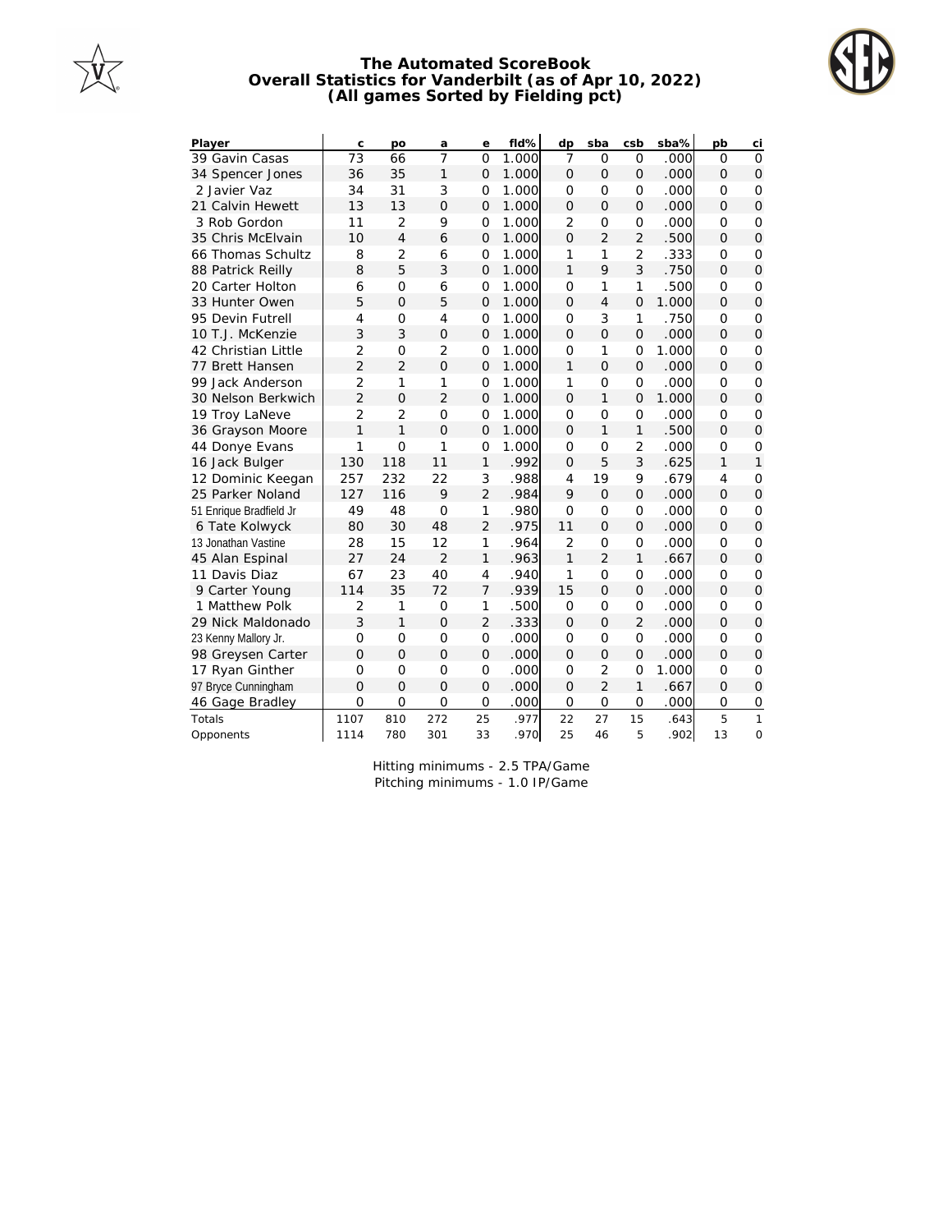# The Automated ScoreBook
## Overall Statistics for Vanderbilt (as of Apr 10, 2022)
### (All games Sorted by Fielding pct)

| Player | c | po | a | e | fld% | dp | sba | csb | sba% | pb | ci |
|---|---|---|---|---|---|---|---|---|---|---|---|
| 39 Gavin Casas | 73 | 66 | 7 | 0 | 1.000 | 7 | 0 | 0 | .000 | 0 | 0 |
| 34 Spencer Jones | 36 | 35 | 1 | 0 | 1.000 | 0 | 0 | 0 | .000 | 0 | 0 |
| 2 Javier Vaz | 34 | 31 | 3 | 0 | 1.000 | 0 | 0 | 0 | .000 | 0 | 0 |
| 21 Calvin Hewett | 13 | 13 | 0 | 0 | 1.000 | 0 | 0 | 0 | .000 | 0 | 0 |
| 3 Rob Gordon | 11 | 2 | 9 | 0 | 1.000 | 2 | 0 | 0 | .000 | 0 | 0 |
| 35 Chris McElvain | 10 | 4 | 6 | 0 | 1.000 | 0 | 2 | 2 | .500 | 0 | 0 |
| 66 Thomas Schultz | 8 | 2 | 6 | 0 | 1.000 | 1 | 1 | 2 | .333 | 0 | 0 |
| 88 Patrick Reilly | 8 | 5 | 3 | 0 | 1.000 | 1 | 9 | 3 | .750 | 0 | 0 |
| 20 Carter Holton | 6 | 0 | 6 | 0 | 1.000 | 0 | 1 | 1 | .500 | 0 | 0 |
| 33 Hunter Owen | 5 | 0 | 5 | 0 | 1.000 | 0 | 4 | 0 | 1.000 | 0 | 0 |
| 95 Devin Futrell | 4 | 0 | 4 | 0 | 1.000 | 0 | 3 | 1 | .750 | 0 | 0 |
| 10 T.J. McKenzie | 3 | 3 | 0 | 0 | 1.000 | 0 | 0 | 0 | .000 | 0 | 0 |
| 42 Christian Little | 2 | 0 | 2 | 0 | 1.000 | 0 | 1 | 0 | 1.000 | 0 | 0 |
| 77 Brett Hansen | 2 | 2 | 0 | 0 | 1.000 | 1 | 0 | 0 | .000 | 0 | 0 |
| 99 Jack Anderson | 2 | 1 | 1 | 0 | 1.000 | 1 | 0 | 0 | .000 | 0 | 0 |
| 30 Nelson Berkwich | 2 | 0 | 2 | 0 | 1.000 | 0 | 1 | 0 | 1.000 | 0 | 0 |
| 19 Troy LaNeve | 2 | 2 | 0 | 0 | 1.000 | 0 | 0 | 0 | .000 | 0 | 0 |
| 36 Grayson Moore | 1 | 1 | 0 | 0 | 1.000 | 0 | 1 | 1 | .500 | 0 | 0 |
| 44 Donye Evans | 1 | 0 | 1 | 0 | 1.000 | 0 | 0 | 2 | .000 | 0 | 0 |
| 16 Jack Bulger | 130 | 118 | 11 | 1 | .992 | 0 | 5 | 3 | .625 | 1 | 1 |
| 12 Dominic Keegan | 257 | 232 | 22 | 3 | .988 | 4 | 19 | 9 | .679 | 4 | 0 |
| 25 Parker Noland | 127 | 116 | 9 | 2 | .984 | 9 | 0 | 0 | .000 | 0 | 0 |
| 51 Enrique Bradfield Jr | 49 | 48 | 0 | 1 | .980 | 0 | 0 | 0 | .000 | 0 | 0 |
| 6 Tate Kolwyck | 80 | 30 | 48 | 2 | .975 | 11 | 0 | 0 | .000 | 0 | 0 |
| 13 Jonathan Vastine | 28 | 15 | 12 | 1 | .964 | 2 | 0 | 0 | .000 | 0 | 0 |
| 45 Alan Espinal | 27 | 24 | 2 | 1 | .963 | 1 | 2 | 1 | .667 | 0 | 0 |
| 11 Davis Diaz | 67 | 23 | 40 | 4 | .940 | 1 | 0 | 0 | .000 | 0 | 0 |
| 9 Carter Young | 114 | 35 | 72 | 7 | .939 | 15 | 0 | 0 | .000 | 0 | 0 |
| 1 Matthew Polk | 2 | 1 | 0 | 1 | .500 | 0 | 0 | 0 | .000 | 0 | 0 |
| 29 Nick Maldonado | 3 | 1 | 0 | 2 | .333 | 0 | 0 | 2 | .000 | 0 | 0 |
| 23 Kenny Mallory Jr. | 0 | 0 | 0 | 0 | .000 | 0 | 0 | 0 | .000 | 0 | 0 |
| 98 Greysen Carter | 0 | 0 | 0 | 0 | .000 | 0 | 0 | 0 | .000 | 0 | 0 |
| 17 Ryan Ginther | 0 | 0 | 0 | 0 | .000 | 0 | 2 | 0 | 1.000 | 0 | 0 |
| 97 Bryce Cunningham | 0 | 0 | 0 | 0 | .000 | 0 | 2 | 1 | .667 | 0 | 0 |
| 46 Gage Bradley | 0 | 0 | 0 | 0 | .000 | 0 | 0 | 0 | .000 | 0 | 0 |
| Totals | 1107 | 810 | 272 | 25 | .977 | 22 | 27 | 15 | .643 | 5 | 1 |
| Opponents | 1114 | 780 | 301 | 33 | .970 | 25 | 46 | 5 | .902 | 13 | 0 |

Hitting minimums - 2.5 TPA/Game
Pitching minimums - 1.0 IP/Game